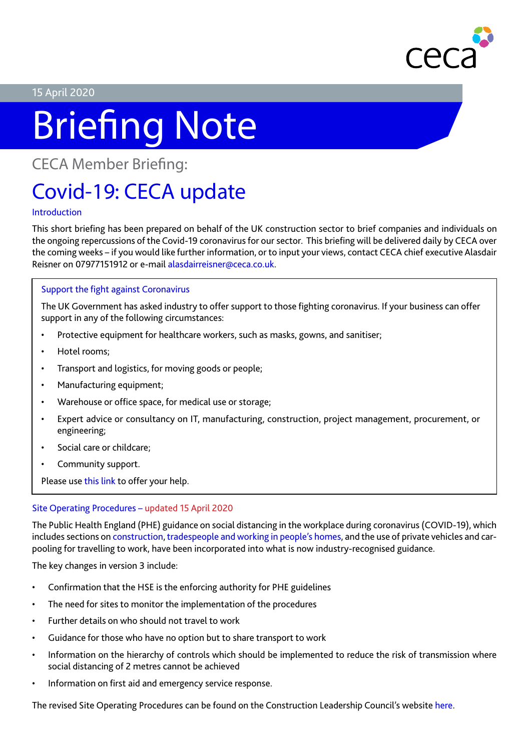15 April 2020

# Briefing Note

## CECA Member Briefing:

# Covid-19: CECA update

### Introduction

This short briefing has been prepared on behalf of the UK construction sector to brief companies and individuals on the ongoing repercussions of the Covid-19 coronavirus for our sector. This briefing will be delivered daily by CECA over the coming weeks – if you would like further information, or to input your views, contact CECA chief executive Alasdair Reisner on 07977151912 or e-mail alasdairreisner@ceca.co.uk.

### Support the fight against Coronavirus

The UK Government has asked industry to offer support to those fighting coronavirus. If your business can offer support in any of the following circumstances:

- Protective equipment for healthcare workers, such as masks, gowns, and sanitiser;
- Hotel rooms;
- Transport and logistics, for moving goods or people;
- Manufacturing equipment;
- Warehouse or office space, for medical use or storage;
- Expert advice or consultancy on IT, manufacturing, construction, project management, procurement, or engineering;
- Social care or childcare;
- Community support.

Please use this link to offer your help.

### Site Operating Procedures – updated 15 April 2020

The Public Health England (PHE) guidance on social distancing in the workplace during coronavirus (COVID-19), which includes sections on construction, tradespeople and working in people's homes, and the use of private vehicles and car-pooling for travelling to work, have been incorporated into what is now industry-recognised guidance.

The key changes in version 3 include:

- Confirmation that the HSE is the enforcing authority for PHE guidelines
- The need for sites to monitor the implementation of the procedures
- Further details on who should not travel to work
- Guidance for those who have no option but to share transport to work
- Information on the hierarchy of controls which should be implemented to reduce the risk of transmission where social distancing of 2 metres cannot be achieved
- Information on first aid and emergency service response.

The revised Site Operating Procedures can be found on the Construction Leadership Council's website here.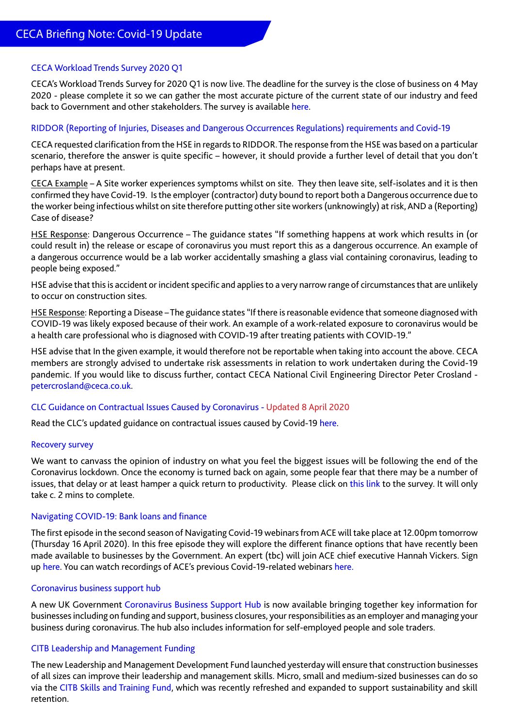## CECA Briefing Note: Covid-19 Update

### CECA Workload Trends Survey 2020 Q1

CECA's Workload Trends Survey for 2020 Q1 is now live. The deadline for the survey is the close of business on 4 May 2020 - please complete it so we can gather the most accurate picture of the current state of our industry and feed back to Government and other stakeholders. The survey is available here.

### RIDDOR (Reporting of Injuries, Diseases and Dangerous Occurrences Regulations) requirements and Covid-19

CECA requested clarification from the HSE in regards to RIDDOR. The response from the HSE was based on a particular scenario, therefore the answer is quite specific – however, it should provide a further level of detail that you don't perhaps have at present.

CECA Example – A Site worker experiences symptoms whilst on site. They then leave site, self-isolates and it is then confirmed they have Covid-19. Is the employer (contractor) duty bound to report both a Dangerous occurrence due to the worker being infectious whilst on site therefore putting other site workers (unknowingly) at risk, AND a (Reporting) Case of disease?

HSE Response: Dangerous Occurrence – The guidance states "If something happens at work which results in (or could result in) the release or escape of coronavirus you must report this as a dangerous occurrence. An example of a dangerous occurrence would be a lab worker accidentally smashing a glass vial containing coronavirus, leading to people being exposed."

HSE advise that this is accident or incident specific and applies to a very narrow range of circumstances that are unlikely to occur on construction sites.

HSE Response: Reporting a Disease – The guidance states "If there is reasonable evidence that someone diagnosed with COVID-19 was likely exposed because of their work. An example of a work-related exposure to coronavirus would be a health care professional who is diagnosed with COVID-19 after treating patients with COVID-19."

HSE advise that In the given example, it would therefore not be reportable when taking into account the above. CECA members are strongly advised to undertake risk assessments in relation to work undertaken during the Covid-19 pandemic. If you would like to discuss further, contact CECA National Civil Engineering Director Peter Crosland - petercrosland@ceca.co.uk.

### CLC Guidance on Contractual Issues Caused by Coronavirus - Updated 8 April 2020

Read the CLC's updated guidance on contractual issues caused by Covid-19 here.

### Recovery survey

We want to canvass the opinion of industry on what you feel the biggest issues will be following the end of the Coronavirus lockdown. Once the economy is turned back on again, some people fear that there may be a number of issues, that delay or at least hamper a quick return to productivity. Please click on this link to the survey. It will only take c. 2 mins to complete.

### Navigating COVID-19: Bank loans and finance

The first episode in the second season of Navigating Covid-19 webinars from ACE will take place at 12.00pm tomorrow (Thursday 16 April 2020). In this free episode they will explore the different finance options that have recently been made available to businesses by the Government. An expert (tbc) will join ACE chief executive Hannah Vickers. Sign up here. You can watch recordings of ACE's previous Covid-19-related webinars here.

### Coronavirus business support hub

A new UK Government Coronavirus Business Support Hub is now available bringing together key information for businesses including on funding and support, business closures, your responsibilities as an employer and managing your business during coronavirus. The hub also includes information for self-employed people and sole traders.

### CITB Leadership and Management Funding

The new Leadership and Management Development Fund launched yesterday will ensure that construction businesses of all sizes can improve their leadership and management skills. Micro, small and medium-sized businesses can do so via the CITB Skills and Training Fund, which was recently refreshed and expanded to support sustainability and skill retention.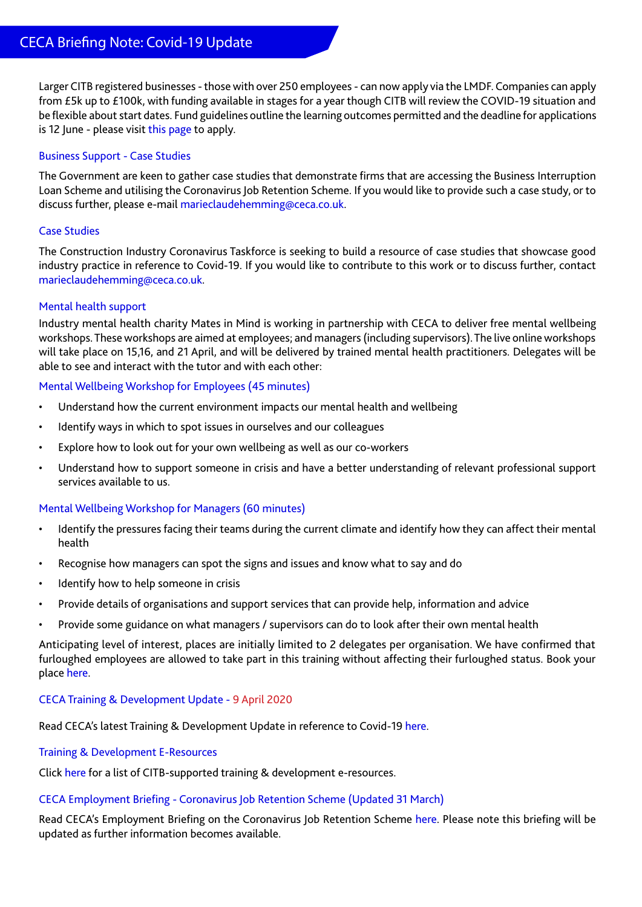Larger CITB registered businesses - those with over 250 employees - can now apply via the LMDF. Companies can apply from £5k up to £100k, with funding available in stages for a year though CITB will review the COVID-19 situation and be flexible about start dates. Fund guidelines outline the learning outcomes permitted and the deadline for applications is 12 June - please visit this page to apply.

### Business Support - Case Studies

The Government are keen to gather case studies that demonstrate firms that are accessing the Business Interruption Loan Scheme and utilising the Coronavirus Job Retention Scheme. If you would like to provide such a case study, or to discuss further, please e-mail marieclaudehemming@ceca.co.uk.

### Case Studies

The Construction Industry Coronavirus Taskforce is seeking to build a resource of case studies that showcase good industry practice in reference to Covid-19. If you would like to contribute to this work or to discuss further, contact marieclaudehemming@ceca.co.uk.

### Mental health support

Industry mental health charity Mates in Mind is working in partnership with CECA to deliver free mental wellbeing workshops. These workshops are aimed at employees; and managers (including supervisors). The live online workshops will take place on 15,16, and 21 April, and will be delivered by trained mental health practitioners. Delegates will be able to see and interact with the tutor and with each other:

#### Mental Wellbeing Workshop for Employees (45 minutes)

- Understand how the current environment impacts our mental health and wellbeing
- Identify ways in which to spot issues in ourselves and our colleagues
- Explore how to look out for your own wellbeing as well as our co-workers
- Understand how to support someone in crisis and have a better understanding of relevant professional support services available to us.

#### Mental Wellbeing Workshop for Managers (60 minutes)

- Identify the pressures facing their teams during the current climate and identify how they can affect their mental health
- Recognise how managers can spot the signs and issues and know what to say and do
- Identify how to help someone in crisis
- Provide details of organisations and support services that can provide help, information and advice
- Provide some guidance on what managers / supervisors can do to look after their own mental health

Anticipating level of interest, places are initially limited to 2 delegates per organisation. We have confirmed that furloughed employees are allowed to take part in this training without affecting their furloughed status. Book your place here.

### CECA Training & Development Update - 9 April 2020

Read CECA's latest Training & Development Update in reference to Covid-19 here.

### Training & Development E-Resources

Click here for a list of CITB-supported training & development e-resources.

### CECA Employment Briefing - Coronavirus Job Retention Scheme (Updated 31 March)

Read CECA's Employment Briefing on the Coronavirus Job Retention Scheme here. Please note this briefing will be updated as further information becomes available.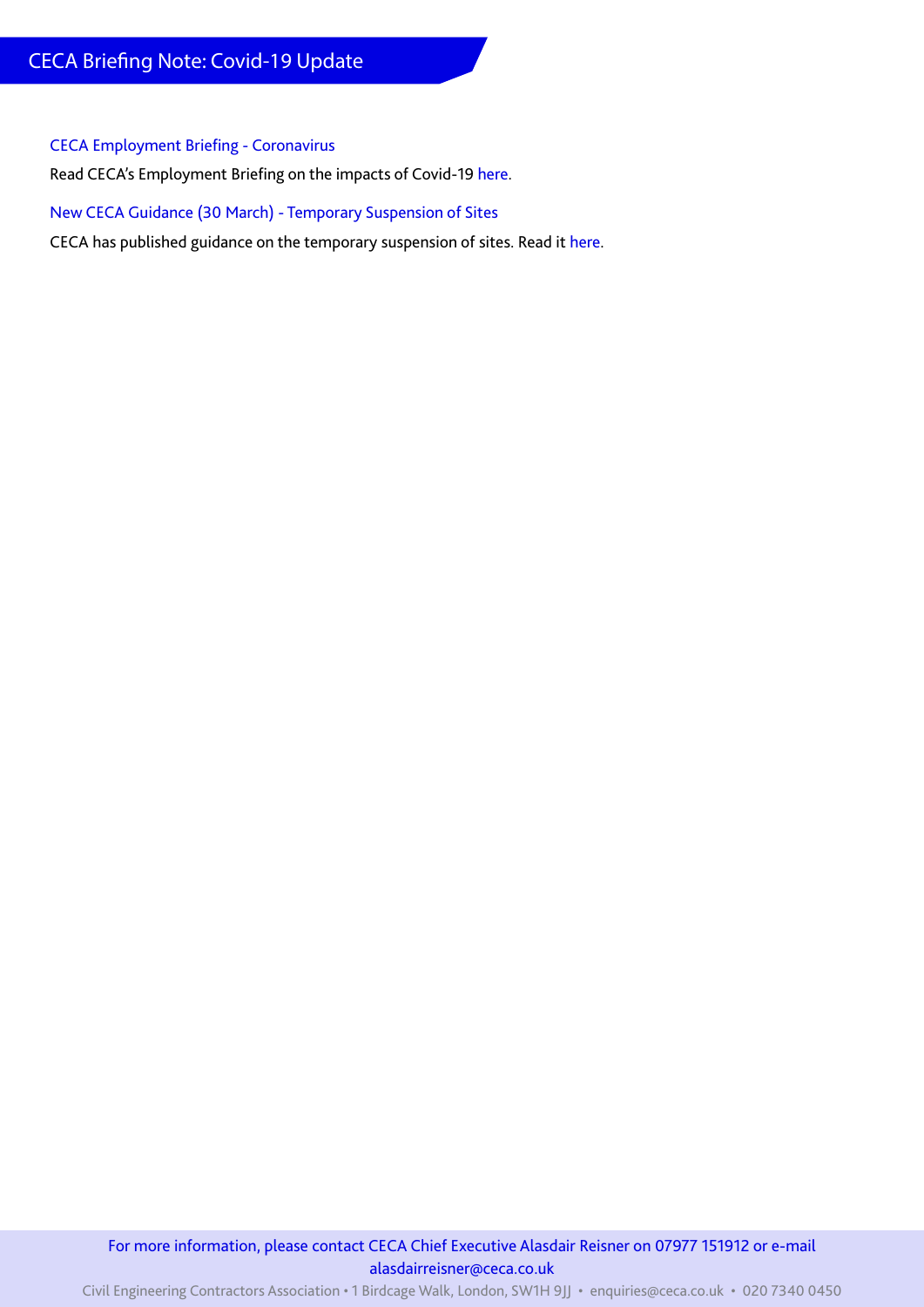## CECA Employment Briefing - Coronavirus

Read CECA's Employment Briefing on the impacts of Covid-19 here.

## New CECA Guidance (30 March) - Temporary Suspension of Sites

CECA has published guidance on the temporary suspension of sites. Read it here.

For more information, please contact CECA Chief Executive Alasdair Reisner on 07977 151912 or e-mail alasdairreisner@ceca.co.uk

Civil Engineering Contractors Association • 1 Birdcage Walk, London, SW1H 9JJ • enquiries@ceca.co.uk • 020 7340 0450